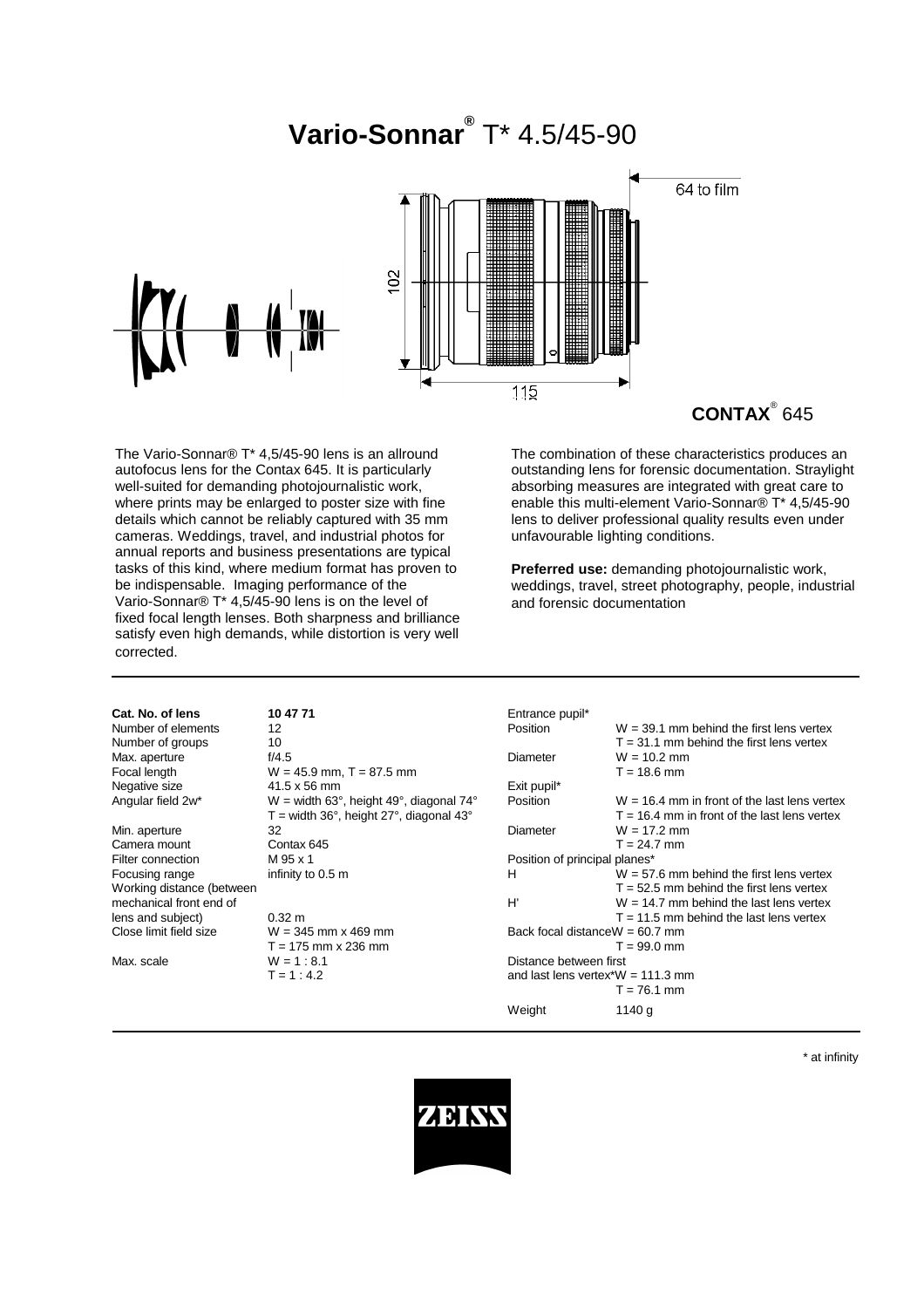# Vario-Sonnar® T* 4.5/45-90

64 to film

102

115

**CONTAX**® 645

The Vario-Sonnar® T* 4,5/45-90 lens is an allround autofocus lens for the Contax 645. It is particularly well-suited for demanding photojournalistic work, where prints may be enlarged to poster size with fine details which cannot be reliably captured with 35 mm cameras. Weddings, travel, and industrial photos for annual reports and business presentations are typical tasks of this kind, where medium format has proven to be indispensable. Imaging performance of the Vario-Sonnar® T* 4,5/45-90 lens is on the level of fixed focal length lenses. Both sharpness and brilliance satisfy even high demands, while distortion is very well corrected.

The combination of these characteristics produces an outstanding lens for forensic documentation. Straylight absorbing measures are integrated with great care to enable this multi-element Vario-Sonnar® T* 4,5/45-90 lens to deliver professional quality results even under unfavourable lighting conditions.

**Preferred use:** demanding photojournalistic work, weddings, travel, street photography, people, industrial and forensic documentation

| **Cat. No. of lens** | **10 47 71** |
|---|---|
| Number of elements | 12 |
| Number of groups | 10 |
| Max. aperture | f/4.5 |
| Focal length | W = 45.9 mm, T = 87.5 mm |
| Negative size | 41.5 x 56 mm |
| Angular field 2w* | W = width 63°, height 49°, diagonal 74°<br>T = width 36°, height 27°, diagonal 43° |
| Min. aperture | 32 |
| Camera mount | Contax 645 |
| Filter connection | M 95 x 1 |
| Focusing range | infinity to 0.5 m |
| Working distance (between mechanical front end of lens and subject) | 0.32 m |
| Close limit field size | W = 345 mm x 469 mm<br>T = 175 mm x 236 mm |
| Max. scale | W = 1 : 8.1<br>T = 1 : 4.2 |

| Entrance pupil* | |
|---|---|
| Position | W = 39.1 mm behind the first lens vertex<br>T = 31.1 mm behind the first lens vertex |
| Diameter | W = 10.2 mm<br>T = 18.6 mm |
| Exit pupil* | |
| Position | W = 16.4 mm in front of the last lens vertex<br>T = 16.4 mm in front of the last lens vertex |
| Diameter | W = 17.2 mm<br>T = 24.7 mm |
| Position of principal planes* | |
| H | W = 57.6 mm behind the first lens vertex<br>T = 52.5 mm behind the first lens vertex |
| H' | W = 14.7 mm behind the last lens vertex<br>T = 11.5 mm behind the last lens vertex |
| Back focal distance | W = 60.7 mm<br>T = 99.0 mm |
| Distance between first and last lens vertex* | W = 111.3 mm<br>T = 76.1 mm |
| Weight | 1140 g |

\* at infinity

ZEISS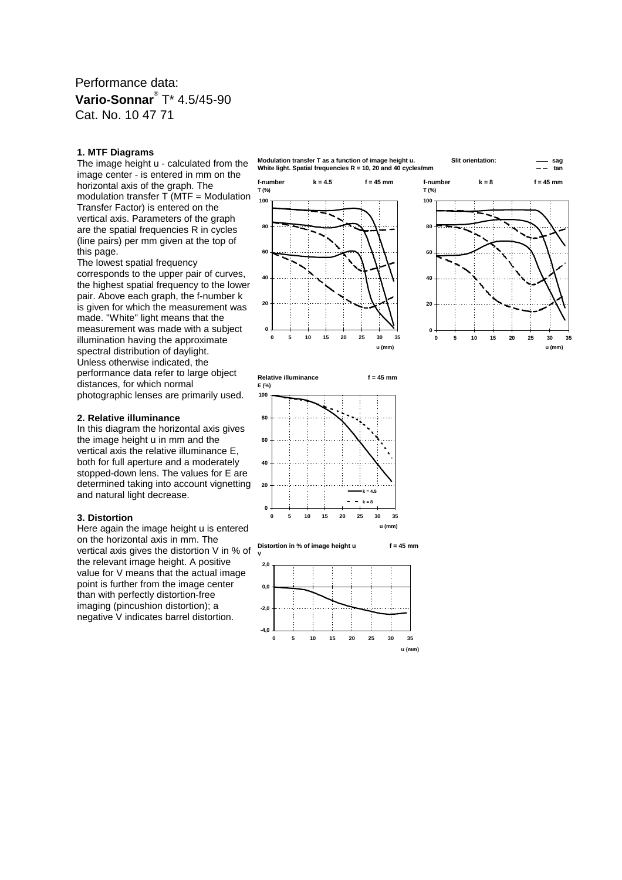Performance data:

**Vario-Sonnar**® T* 4.5/45-90

Cat. No. 10 47 71

### 1. MTF Diagrams

The image height u - calculated from the image center - is entered in mm on the horizontal axis of the graph. The modulation transfer T (MTF = Modulation Transfer Factor) is entered on the vertical axis. Parameters of the graph are the spatial frequencies R in cycles (line pairs) per mm given at the top of this page.

The lowest spatial frequency corresponds to the upper pair of curves, the highest spatial frequency to the lower pair. Above each graph, the f-number k is given for which the measurement was made. "White" light means that the measurement was made with a subject illumination having the approximate spectral distribution of daylight.

Unless otherwise indicated, the performance data refer to large object distances, for which normal photographic lenses are primarily used.

### 2. Relative illuminance

In this diagram the horizontal axis gives the image height u in mm and the vertical axis the relative illuminance E, both for full aperture and a moderately stopped-down lens. The values for E are determined taking into account vignetting and natural light decrease.

### 3. Distortion

Here again the image height u is entered on the horizontal axis in mm. The vertical axis gives the distortion V in % of the relevant image height. A positive value for V means that the actual image point is further from the image center than with perfectly distortion-free imaging (pincushion distortion); a negative V indicates barrel distortion.

**Modulation transfer T as a function of image height u.**
**White light. Spatial frequencies R = 10, 20 and 40 cycles/mm**

**Slit orientation:** —— sag, – – tan

**f-number k = 4.5, f = 45 mm**

**f-number k = 8, f = 45 mm**

**Relative illuminance f = 45 mm** (k = 4.5, k = 8)

**Distortion in % of image height u f = 45 mm**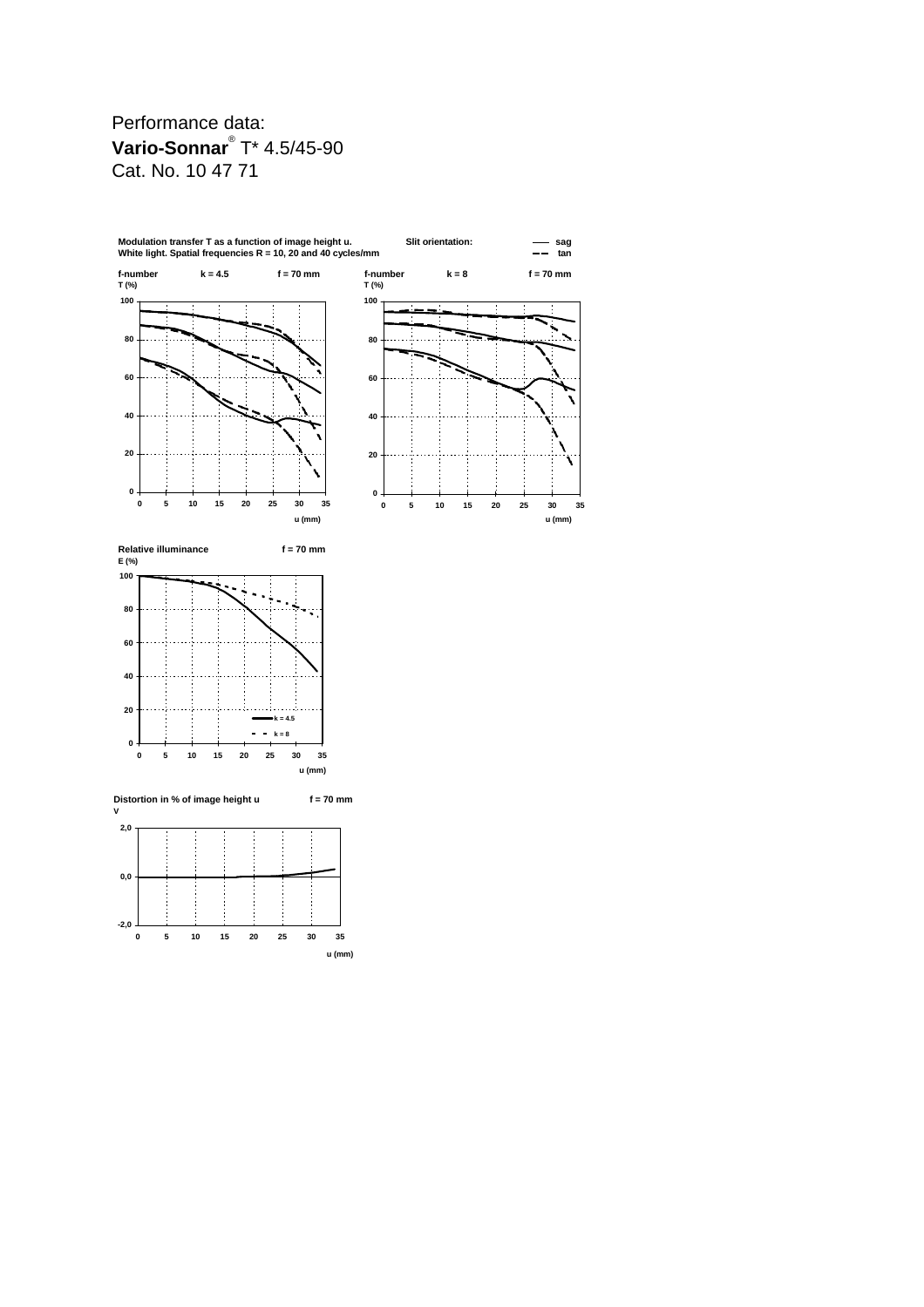Performance data:

**Vario-Sonnar**® T* 4.5/45-90

Cat. No. 10 47 71

**Modulation transfer T as a function of image height u.**
**White light. Spatial frequencies R = 10, 20 and 40 cycles/mm**

**Slit orientation:** —— sag, – – tan

**f-number k = 4.5 f = 70 mm**

**f-number k = 8 f = 70 mm**

**Relative illuminance f = 70 mm**

**Distortion in % of image height u f = 70 mm**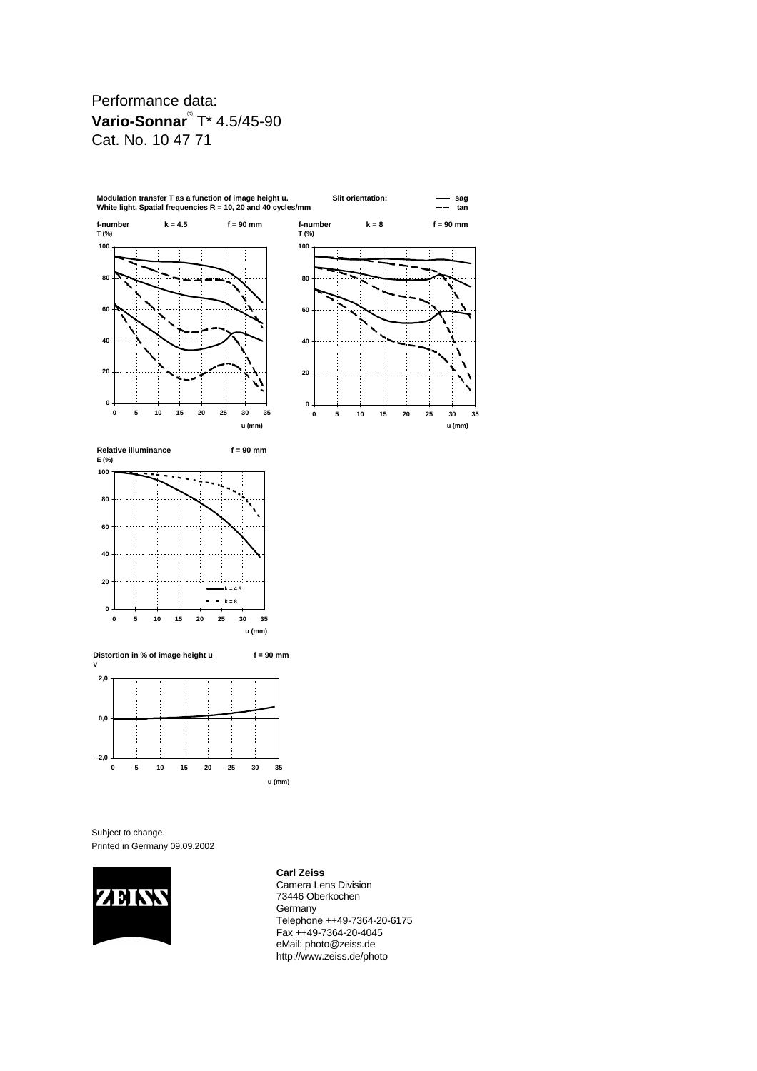Performance data:

**Vario-Sonnar**® T* 4.5/45-90

Cat. No. 10 47 71

**Modulation transfer T as a function of image height u.**
**White light. Spatial frequencies R = 10, 20 and 40 cycles/mm**

**Slit orientation:** sag / tan

**f-number** **k = 4.5** **f = 90 mm**
**T (%)**
100
80
60
40
20
0
0 5 10 15 20 25 30 35
**u (mm)**

**f-number** **k = 8** **f = 90 mm**
**T (%)**
100
80
60
40
20
0
0 5 10 15 20 25 30 35
**u (mm)**

**Relative illuminance** **f = 90 mm**
**E (%)**
100
80
60
40
20
0
0 5 10 15 20 25 30 35
**u (mm)**
k = 4.5
k = 8

**Distortion in % of image height u** **f = 90 mm**
**V**
2,0
0,0
-2,0
0 5 10 15 20 25 30 35
**u (mm)**

Subject to change.
Printed in Germany 09.09.2002

ZEISS

**Carl Zeiss**
Camera Lens Division
73446 Oberkochen
Germany
Telephone ++49-7364-20-6175
Fax ++49-7364-20-4045
eMail: photo@zeiss.de
http://www.zeiss.de/photo